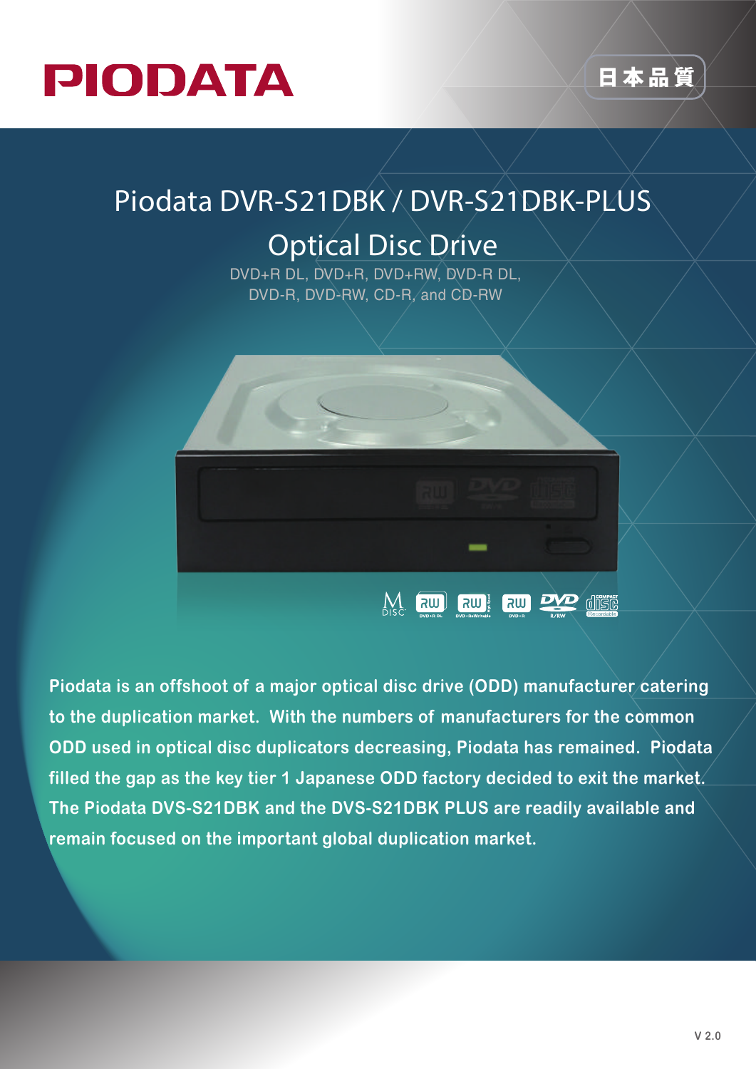PIODATA

日本品質

# Piodata DVR-S21DBK / DVR-S21DBK-PLUS

## Optical Disc Drive

DVD+R DL, DVD+R, DVD+RW, DVD-R DL,
DVD-R, DVD-RW, CD-R, and CD-RW

**Piodata is an offshoot of a major optical disc drive (ODD) manufacturer catering to the duplication market. With the numbers of manufacturers for the common ODD used in optical disc duplicators decreasing, Piodata has remained. Piodata filled the gap as the key tier 1 Japanese ODD factory decided to exit the market. The Piodata DVS-S21DBK and the DVS-S21DBK PLUS are readily available and remain focused on the important global duplication market.**

V 2.0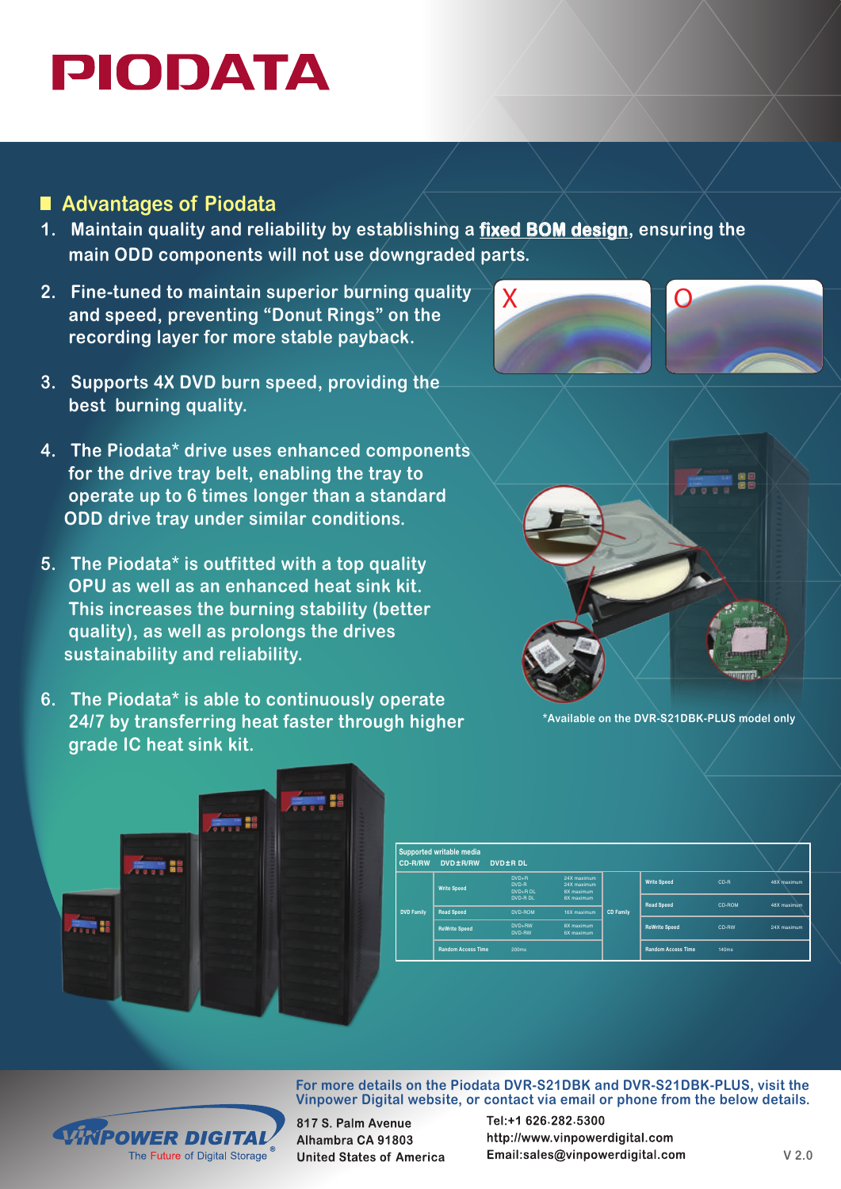# PIODATA

## Advantages of Piodata

1. Maintain quality and reliability by establishing a **fixed BOM design**, ensuring the main ODD components will not use downgraded parts.

2. Fine-tuned to maintain superior burning quality and speed, preventing "Donut Rings" on the recording layer for more stable payback.

X O

3. Supports 4X DVD burn speed, providing the best burning quality.

4. The Piodata* drive uses enhanced components for the drive tray belt, enabling the tray to operate up to 6 times longer than a standard ODD drive tray under similar conditions.

5. The Piodata* is outfitted with a top quality OPU as well as an enhanced heat sink kit. This increases the burning stability (better quality), as well as prolongs the drives sustainability and reliability.

6. The Piodata* is able to continuously operate 24/7 by transferring heat faster through higher grade IC heat sink kit.

*Available on the DVR-S21DBK-PLUS model only

Supported writable media
CD-R/RW DVD±R/RW DVD±R DL

| | | | | | | | |
|---|---|---|---|---|---|---|---|
| DVD Family | Write Speed | DVD+R<br>DVD-R<br>DVD+R DL<br>DVD-R DL | 24X maximum<br>24X maximum<br>8X maximum<br>8X maximum | CD Family | Write Speed | CD-R | 48X maximum |
| | Read Speed | DVD-ROM | 16X maximum | | Read Speed | CD-ROM | 48X maximum |
| | ReWrite Speed | DVD+RW<br>DVD-RW | 8X maximum<br>6X maximum | | ReWrite Speed | CD-RW | 24X maximum |
| | Random Access Time | 200ms | | | Random Access Time | 140ms | |

For more details on the Piodata DVR-S21DBK and DVR-S21DBK-PLUS, visit the Vinpower Digital website, or contact via email or phone from the below details.

VINPOWER DIGITAL®
The Future of Digital Storage

817 S. Palm Avenue
Alhambra CA 91803
United States of America

Tel:+1 626-282-5300
http://www.vinpowerdigital.com
Email:sales@vinpowerdigital.com

V 2.0